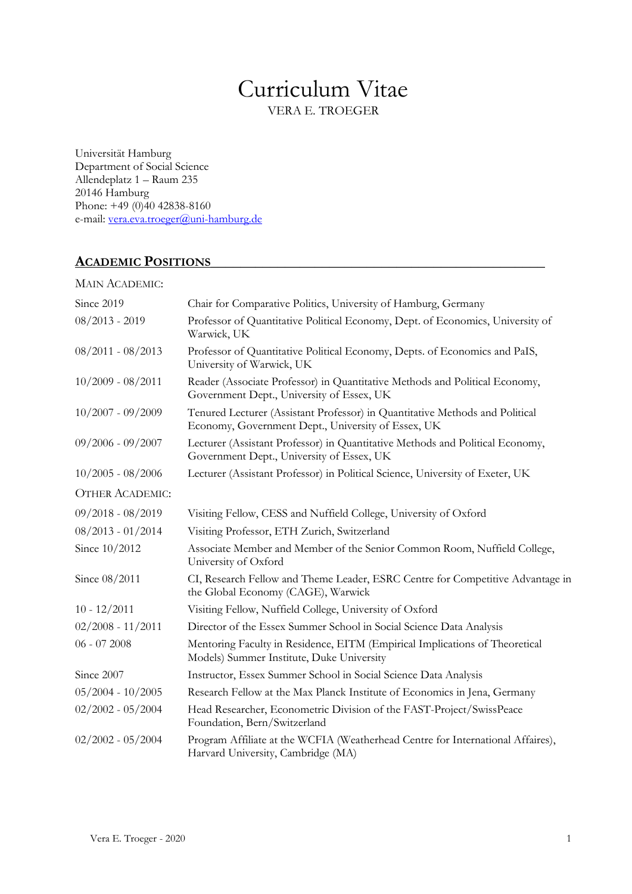# Curriculum Vitae

VERA E. TROEGER

Universität Hamburg
Department of Social Science
Allendeplatz 1 – Raum 235
20146 Hamburg
Phone: +49 (0)40 42838-8160
e-mail: [vera.eva.troeger@uni-hamburg.de](mailto:vera.eva.troeger@uni-hamburg.de)

## ACADEMIC POSITIONS

MAIN ACADEMIC:

| | |
|---|---|
| Since 2019 | Chair for Comparative Politics, University of Hamburg, Germany |
| 08/2013 - 2019 | Professor of Quantitative Political Economy, Dept. of Economics, University of Warwick, UK |
| 08/2011 - 08/2013 | Professor of Quantitative Political Economy, Depts. of Economics and PaIS, University of Warwick, UK |
| 10/2009 - 08/2011 | Reader (Associate Professor) in Quantitative Methods and Political Economy, Government Dept., University of Essex, UK |
| 10/2007 - 09/2009 | Tenured Lecturer (Assistant Professor) in Quantitative Methods and Political Economy, Government Dept., University of Essex, UK |
| 09/2006 - 09/2007 | Lecturer (Assistant Professor) in Quantitative Methods and Political Economy, Government Dept., University of Essex, UK |
| 10/2005 - 08/2006 | Lecturer (Assistant Professor) in Political Science, University of Exeter, UK |

OTHER ACADEMIC:

| | |
|---|---|
| 09/2018 - 08/2019 | Visiting Fellow, CESS and Nuffield College, University of Oxford |
| 08/2013 - 01/2014 | Visiting Professor, ETH Zurich, Switzerland |
| Since 10/2012 | Associate Member and Member of the Senior Common Room, Nuffield College, University of Oxford |
| Since 08/2011 | CI, Research Fellow and Theme Leader, ESRC Centre for Competitive Advantage in the Global Economy (CAGE), Warwick |
| 10 - 12/2011 | Visiting Fellow, Nuffield College, University of Oxford |
| 02/2008 - 11/2011 | Director of the Essex Summer School in Social Science Data Analysis |
| 06 - 07 2008 | Mentoring Faculty in Residence, EITM (Empirical Implications of Theoretical Models) Summer Institute, Duke University |
| Since 2007 | Instructor, Essex Summer School in Social Science Data Analysis |
| 05/2004 - 10/2005 | Research Fellow at the Max Planck Institute of Economics in Jena, Germany |
| 02/2002 - 05/2004 | Head Researcher, Econometric Division of the FAST-Project/SwissPeace Foundation, Bern/Switzerland |
| 02/2002 - 05/2004 | Program Affiliate at the WCFIA (Weatherhead Centre for International Affaires), Harvard University, Cambridge (MA) |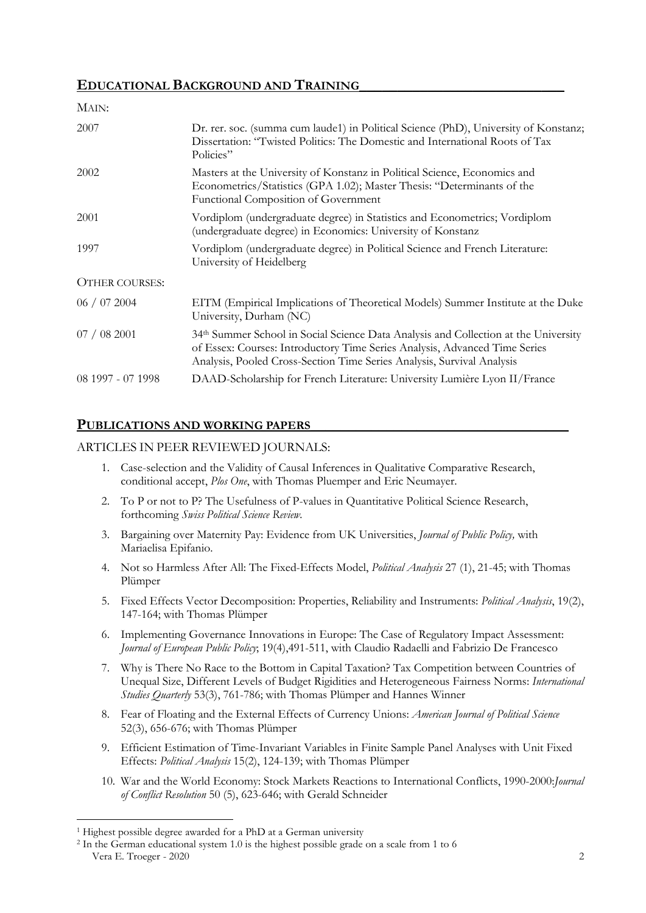## EDUCATIONAL BACKGROUND AND TRAINING

MAIN:

| | |
|---|---|
| 2007 | Dr. rer. soc. (summa cum laude[1]) in Political Science (PhD), University of Konstanz; Dissertation: "Twisted Politics: The Domestic and International Roots of Tax Policies" |
| 2002 | Masters at the University of Konstanz in Political Science, Economics and Econometrics/Statistics (GPA 1.02); Master Thesis: "Determinants of the Functional Composition of Government |
| 2001 | Vordiplom (undergraduate degree) in Statistics and Econometrics; Vordiplom (undergraduate degree) in Economics: University of Konstanz |
| 1997 | Vordiplom (undergraduate degree) in Political Science and French Literature: University of Heidelberg |

OTHER COURSES:

| | |
|---|---|
| 06 / 07 2004 | EITM (Empirical Implications of Theoretical Models) Summer Institute at the Duke University, Durham (NC) |
| 07 / 08 2001 | 34th Summer School in Social Science Data Analysis and Collection at the University of Essex: Courses: Introductory Time Series Analysis, Advanced Time Series Analysis, Pooled Cross-Section Time Series Analysis, Survival Analysis |
| 08 1997 - 07 1998 | DAAD-Scholarship for French Literature: University Lumière Lyon II/France |

## PUBLICATIONS AND WORKING PAPERS

ARTICLES IN PEER REVIEWED JOURNALS:

1. Case-selection and the Validity of Causal Inferences in Qualitative Comparative Research, conditional accept, *Plos One*, with Thomas Pluemper and Eric Neumayer.
2. To P or not to P? The Usefulness of P-values in Quantitative Political Science Research, forthcoming *Swiss Political Science Review.*
3. Bargaining over Maternity Pay: Evidence from UK Universities, *Journal of Public Policy,* with Mariaelisa Epifanio.
4. Not so Harmless After All: The Fixed-Effects Model, *Political Analysis* 27 (1), 21-45; with Thomas Plümper
5. Fixed Effects Vector Decomposition: Properties, Reliability and Instruments: *Political Analysis*, 19(2), 147-164; with Thomas Plümper
6. Implementing Governance Innovations in Europe: The Case of Regulatory Impact Assessment: *Journal of European Public Policy*; 19(4),491-511, with Claudio Radaelli and Fabrizio De Francesco
7. Why is There No Race to the Bottom in Capital Taxation? Tax Competition between Countries of Unequal Size, Different Levels of Budget Rigidities and Heterogeneous Fairness Norms: *International Studies Quarterly* 53(3), 761-786; with Thomas Plümper and Hannes Winner
8. Fear of Floating and the External Effects of Currency Unions: *American Journal of Political Science* 52(3), 656-676; with Thomas Plümper
9. Efficient Estimation of Time-Invariant Variables in Finite Sample Panel Analyses with Unit Fixed Effects: *Political Analysis* 15(2), 124-139; with Thomas Plümper
10. War and the World Economy: Stock Markets Reactions to International Conflicts, 1990-2000:*Journal of Conflict Resolution* 50 (5), 623-646; with Gerald Schneider

[1] Highest possible degree awarded for a PhD at a German university

[2] In the German educational system 1.0 is the highest possible grade on a scale from 1 to 6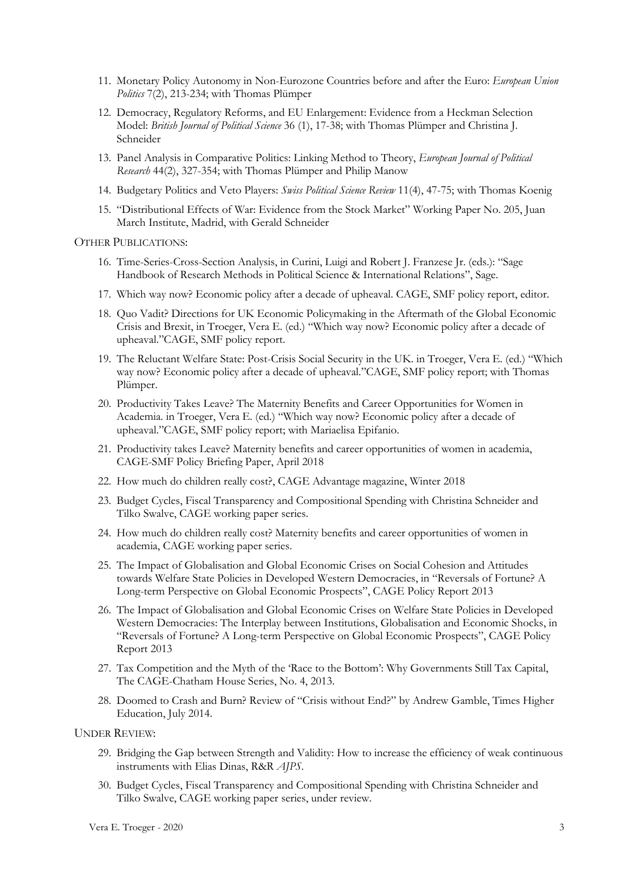11. Monetary Policy Autonomy in Non-Eurozone Countries before and after the Euro: *European Union Politics* 7(2), 213-234; with Thomas Plümper
12. Democracy, Regulatory Reforms, and EU Enlargement: Evidence from a Heckman Selection Model: *British Journal of Political Science* 36 (1), 17-38; with Thomas Plümper and Christina J. Schneider
13. Panel Analysis in Comparative Politics: Linking Method to Theory, *European Journal of Political Research* 44(2), 327-354; with Thomas Plümper and Philip Manow
14. Budgetary Politics and Veto Players: *Swiss Political Science Review* 11(4), 47-75; with Thomas Koenig
15. "Distributional Effects of War: Evidence from the Stock Market" Working Paper No. 205, Juan March Institute, Madrid, with Gerald Schneider

OTHER PUBLICATIONS:

16. Time-Series-Cross-Section Analysis, in Curini, Luigi and Robert J. Franzese Jr. (eds.): "Sage Handbook of Research Methods in Political Science & International Relations", Sage.
17. Which way now? Economic policy after a decade of upheaval. CAGE, SMF policy report, editor.
18. Quo Vadit? Directions for UK Economic Policymaking in the Aftermath of the Global Economic Crisis and Brexit, in Troeger, Vera E. (ed.) "Which way now? Economic policy after a decade of upheaval."CAGE, SMF policy report.
19. The Reluctant Welfare State: Post-Crisis Social Security in the UK. in Troeger, Vera E. (ed.) "Which way now? Economic policy after a decade of upheaval."CAGE, SMF policy report; with Thomas Plümper.
20. Productivity Takes Leave? The Maternity Benefits and Career Opportunities for Women in Academia. in Troeger, Vera E. (ed.) "Which way now? Economic policy after a decade of upheaval."CAGE, SMF policy report; with Mariaelisa Epifanio.
21. Productivity takes Leave? Maternity benefits and career opportunities of women in academia, CAGE-SMF Policy Briefing Paper, April 2018
22. How much do children really cost?, CAGE Advantage magazine, Winter 2018
23. Budget Cycles, Fiscal Transparency and Compositional Spending with Christina Schneider and Tilko Swalve, CAGE working paper series.
24. How much do children really cost? Maternity benefits and career opportunities of women in academia, CAGE working paper series.
25. The Impact of Globalisation and Global Economic Crises on Social Cohesion and Attitudes towards Welfare State Policies in Developed Western Democracies, in "Reversals of Fortune? A Long-term Perspective on Global Economic Prospects", CAGE Policy Report 2013
26. The Impact of Globalisation and Global Economic Crises on Welfare State Policies in Developed Western Democracies: The Interplay between Institutions, Globalisation and Economic Shocks, in "Reversals of Fortune? A Long-term Perspective on Global Economic Prospects", CAGE Policy Report 2013
27. Tax Competition and the Myth of the 'Race to the Bottom': Why Governments Still Tax Capital, The CAGE-Chatham House Series, No. 4, 2013.
28. Doomed to Crash and Burn? Review of "Crisis without End?" by Andrew Gamble, Times Higher Education, July 2014.

UNDER REVIEW:

29. Bridging the Gap between Strength and Validity: How to increase the efficiency of weak continuous instruments with Elias Dinas, R&R *AJPS*.
30. Budget Cycles, Fiscal Transparency and Compositional Spending with Christina Schneider and Tilko Swalve, CAGE working paper series, under review.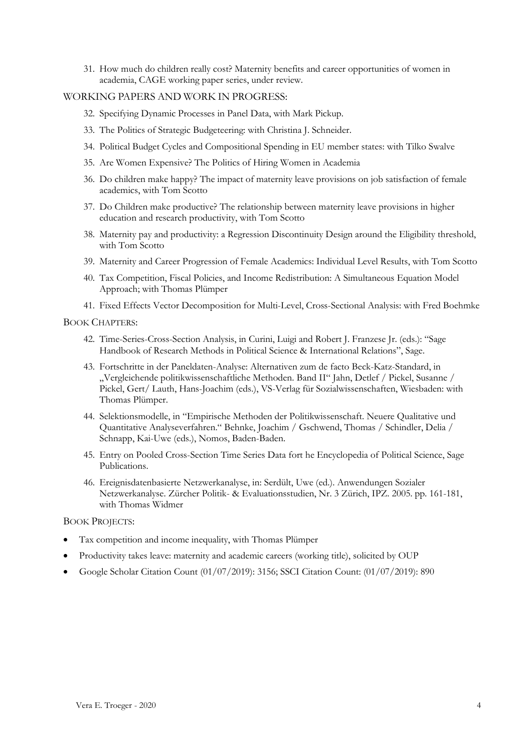31. How much do children really cost? Maternity benefits and career opportunities of women in academia, CAGE working paper series, under review.

## WORKING PAPERS AND WORK IN PROGRESS:

32. Specifying Dynamic Processes in Panel Data, with Mark Pickup.
33. The Politics of Strategic Budgeteering: with Christina J. Schneider.
34. Political Budget Cycles and Compositional Spending in EU member states: with Tilko Swalve
35. Are Women Expensive? The Politics of Hiring Women in Academia
36. Do children make happy? The impact of maternity leave provisions on job satisfaction of female academics, with Tom Scotto
37. Do Children make productive? The relationship between maternity leave provisions in higher education and research productivity, with Tom Scotto
38. Maternity pay and productivity: a Regression Discontinuity Design around the Eligibility threshold, with Tom Scotto
39. Maternity and Career Progression of Female Academics: Individual Level Results, with Tom Scotto
40. Tax Competition, Fiscal Policies, and Income Redistribution: A Simultaneous Equation Model Approach; with Thomas Plümper
41. Fixed Effects Vector Decomposition for Multi-Level, Cross-Sectional Analysis: with Fred Boehmke

## BOOK CHAPTERS:

42. Time-Series-Cross-Section Analysis, in Curini, Luigi and Robert J. Franzese Jr. (eds.): "Sage Handbook of Research Methods in Political Science & International Relations", Sage.
43. Fortschritte in der Paneldaten-Analyse: Alternativen zum de facto Beck-Katz-Standard, in „Vergleichende politikwissenschaftliche Methoden. Band II" Jahn, Detlef / Pickel, Susanne / Pickel, Gert/ Lauth, Hans-Joachim (eds.), VS-Verlag für Sozialwissenschaften, Wiesbaden: with Thomas Plümper.
44. Selektionsmodelle, in "Empirische Methoden der Politikwissenschaft. Neuere Qualitative und Quantitative Analyseverfahren." Behnke, Joachim / Gschwend, Thomas / Schindler, Delia / Schnapp, Kai-Uwe (eds.), Nomos, Baden-Baden.
45. Entry on Pooled Cross-Section Time Series Data fort he Encyclopedia of Political Science, Sage Publications.
46. Ereignisdatenbasierte Netzwerkanalyse, in: Serdült, Uwe (ed.). Anwendungen Sozialer Netzwerkanalyse. Zürcher Politik- & Evaluationsstudien, Nr. 3 Zürich, IPZ. 2005. pp. 161-181, with Thomas Widmer

## BOOK PROJECTS:

- Tax competition and income inequality, with Thomas Plümper
- Productivity takes leave: maternity and academic careers (working title), solicited by OUP
- Google Scholar Citation Count (01/07/2019): 3156; SSCI Citation Count: (01/07/2019): 890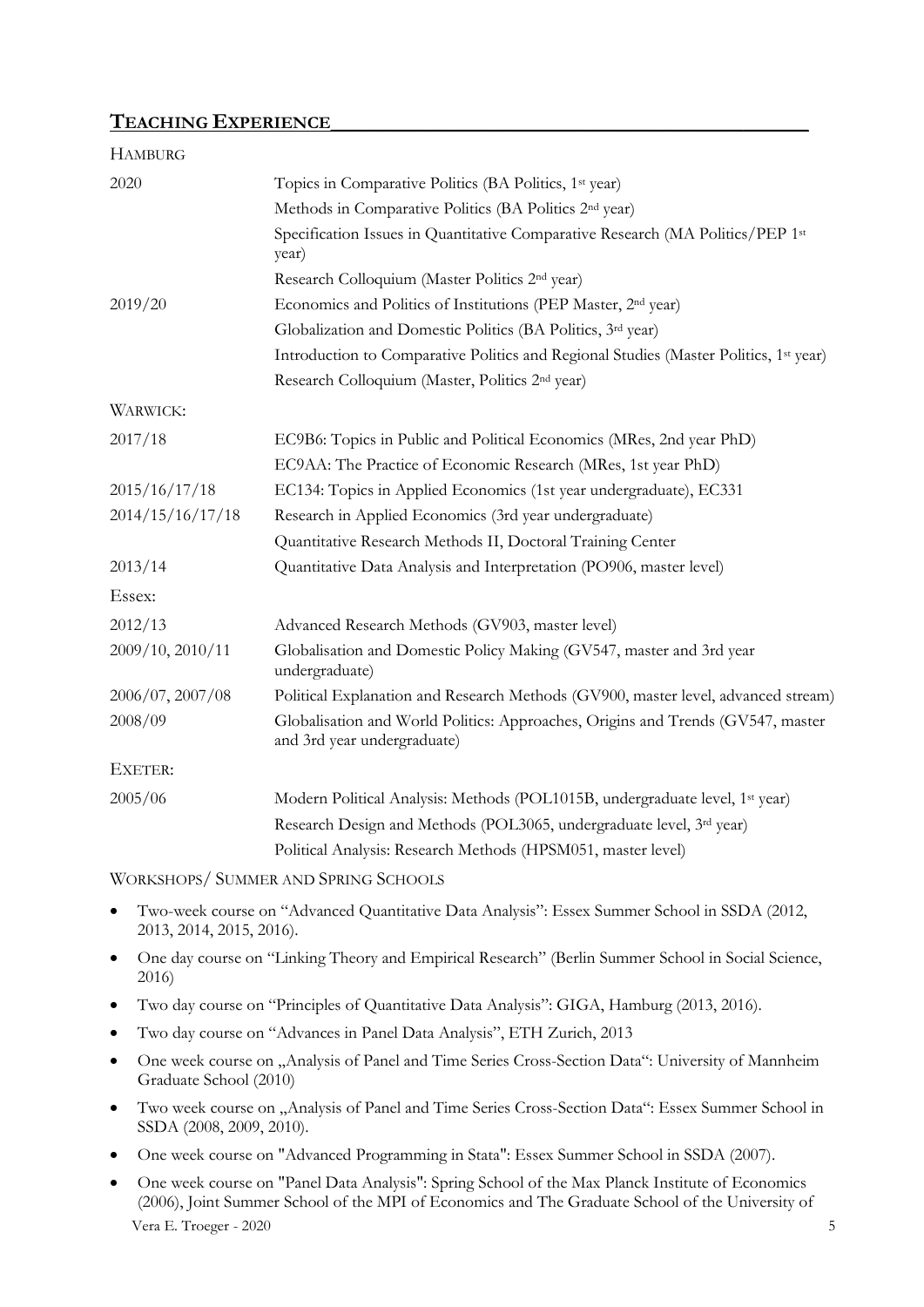## TEACHING EXPERIENCE

HAMBURG

| | |
|---|---|
| 2020 | Topics in Comparative Politics (BA Politics, 1st year) |
| | Methods in Comparative Politics (BA Politics 2nd year) |
| | Specification Issues in Quantitative Comparative Research (MA Politics/PEP 1st year) |
| | Research Colloquium (Master Politics 2nd year) |
| 2019/20 | Economics and Politics of Institutions (PEP Master, 2nd year) |
| | Globalization and Domestic Politics (BA Politics, 3rd year) |
| | Introduction to Comparative Politics and Regional Studies (Master Politics, 1st year) |
| | Research Colloquium (Master, Politics 2nd year) |

WARWICK:

| | |
|---|---|
| 2017/18 | EC9B6: Topics in Public and Political Economics (MRes, 2nd year PhD) |
| | EC9AA: The Practice of Economic Research (MRes, 1st year PhD) |
| 2015/16/17/18 | EC134: Topics in Applied Economics (1st year undergraduate), EC331 |
| 2014/15/16/17/18 | Research in Applied Economics (3rd year undergraduate) |
| | Quantitative Research Methods II, Doctoral Training Center |
| 2013/14 | Quantitative Data Analysis and Interpretation (PO906, master level) |

Essex:

| | |
|---|---|
| 2012/13 | Advanced Research Methods (GV903, master level) |
| 2009/10, 2010/11 | Globalisation and Domestic Policy Making (GV547, master and 3rd year undergraduate) |
| 2006/07, 2007/08 | Political Explanation and Research Methods (GV900, master level, advanced stream) |
| 2008/09 | Globalisation and World Politics: Approaches, Origins and Trends (GV547, master and 3rd year undergraduate) |

EXETER:

| | |
|---|---|
| 2005/06 | Modern Political Analysis: Methods (POL1015B, undergraduate level, 1st year) |
| | Research Design and Methods (POL3065, undergraduate level, 3rd year) |
| | Political Analysis: Research Methods (HPSM051, master level) |

WORKSHOPS/ SUMMER AND SPRING SCHOOLS

- Two-week course on "Advanced Quantitative Data Analysis": Essex Summer School in SSDA (2012, 2013, 2014, 2015, 2016).
- One day course on "Linking Theory and Empirical Research" (Berlin Summer School in Social Science, 2016)
- Two day course on "Principles of Quantitative Data Analysis": GIGA, Hamburg (2013, 2016).
- Two day course on "Advances in Panel Data Analysis", ETH Zurich, 2013
- One week course on „Analysis of Panel and Time Series Cross-Section Data": University of Mannheim Graduate School (2010)
- Two week course on „Analysis of Panel and Time Series Cross-Section Data": Essex Summer School in SSDA (2008, 2009, 2010).
- One week course on "Advanced Programming in Stata": Essex Summer School in SSDA (2007).
- One week course on "Panel Data Analysis": Spring School of the Max Planck Institute of Economics (2006), Joint Summer School of the MPI of Economics and The Graduate School of the University of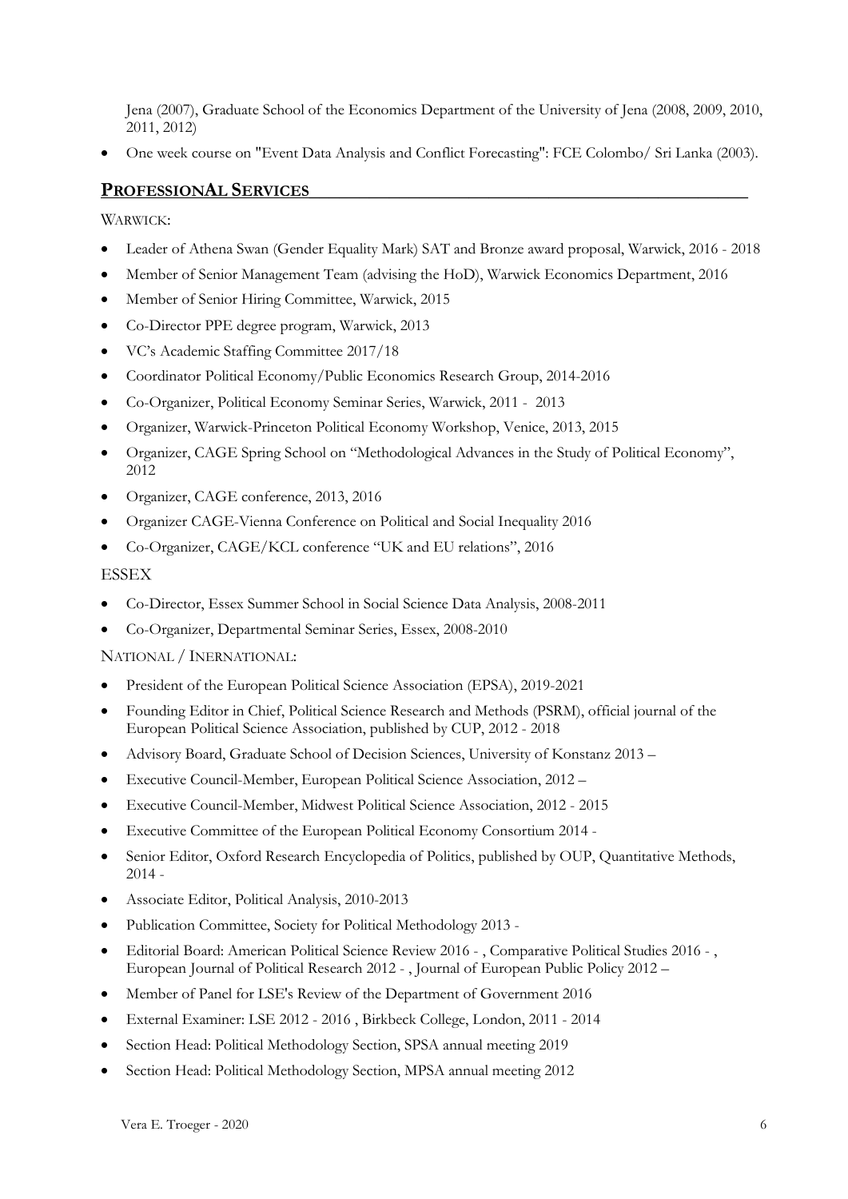Jena (2007), Graduate School of the Economics Department of the University of Jena (2008, 2009, 2010, 2011, 2012)

- One week course on "Event Data Analysis and Conflict Forecasting": FCE Colombo/ Sri Lanka (2003).

## PROFESSIONAL SERVICES

WARWICK:

- Leader of Athena Swan (Gender Equality Mark) SAT and Bronze award proposal, Warwick, 2016 - 2018
- Member of Senior Management Team (advising the HoD), Warwick Economics Department, 2016
- Member of Senior Hiring Committee, Warwick, 2015
- Co-Director PPE degree program, Warwick, 2013
- VC's Academic Staffing Committee 2017/18
- Coordinator Political Economy/Public Economics Research Group, 2014-2016
- Co-Organizer, Political Economy Seminar Series, Warwick, 2011 - 2013
- Organizer, Warwick-Princeton Political Economy Workshop, Venice, 2013, 2015
- Organizer, CAGE Spring School on "Methodological Advances in the Study of Political Economy", 2012
- Organizer, CAGE conference, 2013, 2016
- Organizer CAGE-Vienna Conference on Political and Social Inequality 2016
- Co-Organizer, CAGE/KCL conference "UK and EU relations", 2016

ESSEX

- Co-Director, Essex Summer School in Social Science Data Analysis, 2008-2011
- Co-Organizer, Departmental Seminar Series, Essex, 2008-2010

NATIONAL / INERNATIONAL:

- President of the European Political Science Association (EPSA), 2019-2021
- Founding Editor in Chief, Political Science Research and Methods (PSRM), official journal of the European Political Science Association, published by CUP, 2012 - 2018
- Advisory Board, Graduate School of Decision Sciences, University of Konstanz 2013 –
- Executive Council-Member, European Political Science Association, 2012 –
- Executive Council-Member, Midwest Political Science Association, 2012 - 2015
- Executive Committee of the European Political Economy Consortium 2014 -
- Senior Editor, Oxford Research Encyclopedia of Politics, published by OUP, Quantitative Methods, 2014 -
- Associate Editor, Political Analysis, 2010-2013
- Publication Committee, Society for Political Methodology 2013 -
- Editorial Board: American Political Science Review 2016 - , Comparative Political Studies 2016 - , European Journal of Political Research 2012 - , Journal of European Public Policy 2012 –
- Member of Panel for LSE's Review of the Department of Government 2016
- External Examiner: LSE 2012 - 2016 , Birkbeck College, London, 2011 - 2014
- Section Head: Political Methodology Section, SPSA annual meeting 2019
- Section Head: Political Methodology Section, MPSA annual meeting 2012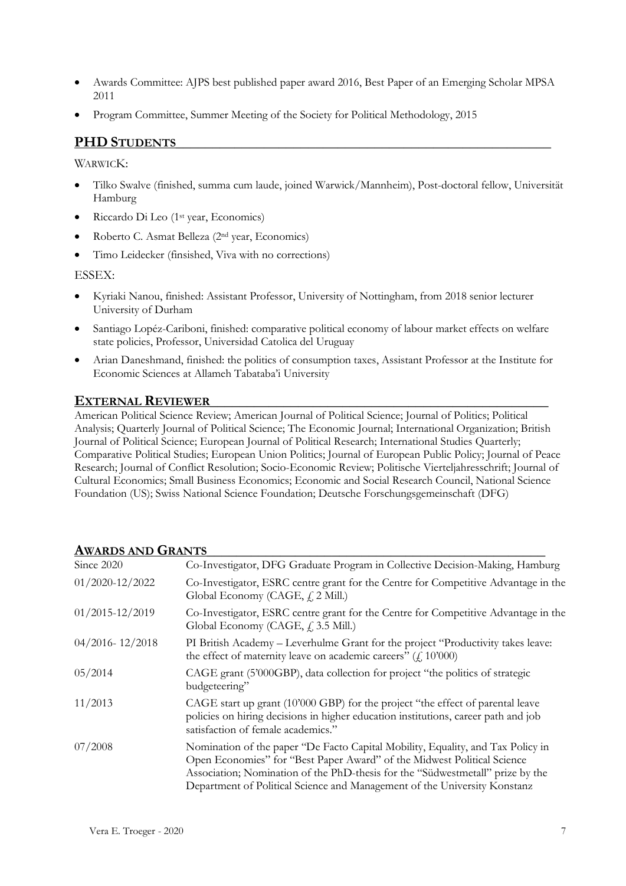- Awards Committee: AJPS best published paper award 2016, Best Paper of an Emerging Scholar MPSA 2011
- Program Committee, Summer Meeting of the Society for Political Methodology, 2015

## PHD STUDENTS

WARWICK:

- Tilko Swalve (finished, summa cum laude, joined Warwick/Mannheim), Post-doctoral fellow, Universität Hamburg
- Riccardo Di Leo (1st year, Economics)
- Roberto C. Asmat Belleza (2nd year, Economics)
- Timo Leidecker (finsished, Viva with no corrections)

ESSEX:

- Kyriaki Nanou, finished: Assistant Professor, University of Nottingham, from 2018 senior lecturer University of Durham
- Santiago Lopéz-Cariboni, finished: comparative political economy of labour market effects on welfare state policies, Professor, Universidad Catolica del Uruguay
- Arian Daneshmand, finished: the politics of consumption taxes, Assistant Professor at the Institute for Economic Sciences at Allameh Tabataba'i University

## EXTERNAL REVIEWER

American Political Science Review; American Journal of Political Science; Journal of Politics; Political Analysis; Quarterly Journal of Political Science; The Economic Journal; International Organization; British Journal of Political Science; European Journal of Political Research; International Studies Quarterly; Comparative Political Studies; European Union Politics; Journal of European Public Policy; Journal of Peace Research; Journal of Conflict Resolution; Socio-Economic Review; Politische Vierteljahresschrift; Journal of Cultural Economics; Small Business Economics; Economic and Social Research Council, National Science Foundation (US); Swiss National Science Foundation; Deutsche Forschungsgemeinschaft (DFG)

## AWARDS AND GRANTS

| | |
|---|---|
| Since 2020 | Co-Investigator, DFG Graduate Program in Collective Decision-Making, Hamburg |
| 01/2020-12/2022 | Co-Investigator, ESRC centre grant for the Centre for Competitive Advantage in the Global Economy (CAGE, £ 2 Mill.) |
| 01/2015-12/2019 | Co-Investigator, ESRC centre grant for the Centre for Competitive Advantage in the Global Economy (CAGE, £ 3.5 Mill.) |
| 04/2016- 12/2018 | PI British Academy – Leverhulme Grant for the project "Productivity takes leave: the effect of maternity leave on academic careers" (£ 10'000) |
| 05/2014 | CAGE grant (5'000GBP), data collection for project "the politics of strategic budgeteering" |
| 11/2013 | CAGE start up grant (10'000 GBP) for the project "the effect of parental leave policies on hiring decisions in higher education institutions, career path and job satisfaction of female academics." |
| 07/2008 | Nomination of the paper "De Facto Capital Mobility, Equality, and Tax Policy in Open Economies" for "Best Paper Award" of the Midwest Political Science Association; Nomination of the PhD-thesis for the "Südwestmetall" prize by the Department of Political Science and Management of the University Konstanz |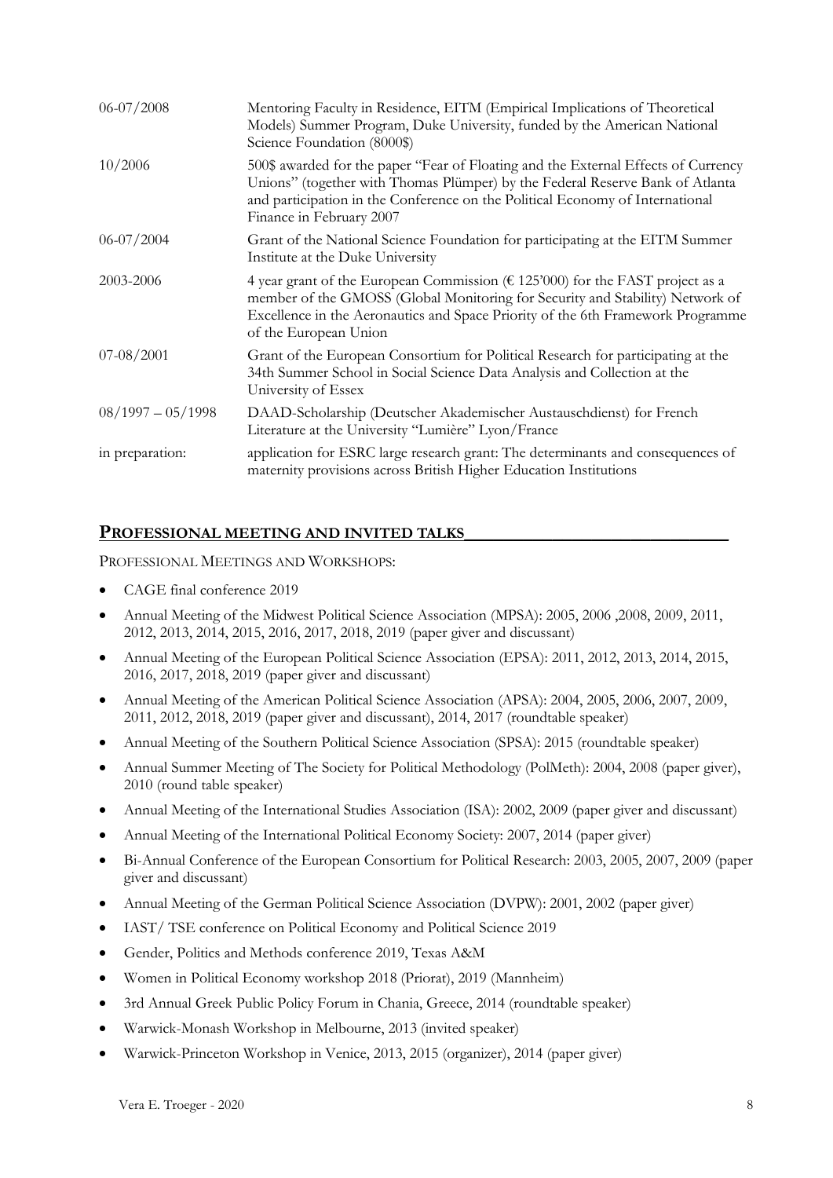| | |
|---|---|
| 06-07/2008 | Mentoring Faculty in Residence, EITM (Empirical Implications of Theoretical Models) Summer Program, Duke University, funded by the American National Science Foundation (8000$) |
| 10/2006 | 500$ awarded for the paper "Fear of Floating and the External Effects of Currency Unions" (together with Thomas Plümper) by the Federal Reserve Bank of Atlanta and participation in the Conference on the Political Economy of International Finance in February 2007 |
| 06-07/2004 | Grant of the National Science Foundation for participating at the EITM Summer Institute at the Duke University |
| 2003-2006 | 4 year grant of the European Commission (€ 125'000) for the FAST project as a member of the GMOSS (Global Monitoring for Security and Stability) Network of Excellence in the Aeronautics and Space Priority of the 6th Framework Programme of the European Union |
| 07-08/2001 | Grant of the European Consortium for Political Research for participating at the 34th Summer School in Social Science Data Analysis and Collection at the University of Essex |
| 08/1997 – 05/1998 | DAAD-Scholarship (Deutscher Akademischer Austauschdienst) for French Literature at the University "Lumière" Lyon/France |
| in preparation: | application for ESRC large research grant: The determinants and consequences of maternity provisions across British Higher Education Institutions |

## PROFESSIONAL MEETING AND INVITED TALKS

PROFESSIONAL MEETINGS AND WORKSHOPS:

- CAGE final conference 2019
- Annual Meeting of the Midwest Political Science Association (MPSA): 2005, 2006 ,2008, 2009, 2011, 2012, 2013, 2014, 2015, 2016, 2017, 2018, 2019 (paper giver and discussant)
- Annual Meeting of the European Political Science Association (EPSA): 2011, 2012, 2013, 2014, 2015, 2016, 2017, 2018, 2019 (paper giver and discussant)
- Annual Meeting of the American Political Science Association (APSA): 2004, 2005, 2006, 2007, 2009, 2011, 2012, 2018, 2019 (paper giver and discussant), 2014, 2017 (roundtable speaker)
- Annual Meeting of the Southern Political Science Association (SPSA): 2015 (roundtable speaker)
- Annual Summer Meeting of The Society for Political Methodology (PolMeth): 2004, 2008 (paper giver), 2010 (round table speaker)
- Annual Meeting of the International Studies Association (ISA): 2002, 2009 (paper giver and discussant)
- Annual Meeting of the International Political Economy Society: 2007, 2014 (paper giver)
- Bi-Annual Conference of the European Consortium for Political Research: 2003, 2005, 2007, 2009 (paper giver and discussant)
- Annual Meeting of the German Political Science Association (DVPW): 2001, 2002 (paper giver)
- IAST/ TSE conference on Political Economy and Political Science 2019
- Gender, Politics and Methods conference 2019, Texas A&M
- Women in Political Economy workshop 2018 (Priorat), 2019 (Mannheim)
- 3rd Annual Greek Public Policy Forum in Chania, Greece, 2014 (roundtable speaker)
- Warwick-Monash Workshop in Melbourne, 2013 (invited speaker)
- Warwick-Princeton Workshop in Venice, 2013, 2015 (organizer), 2014 (paper giver)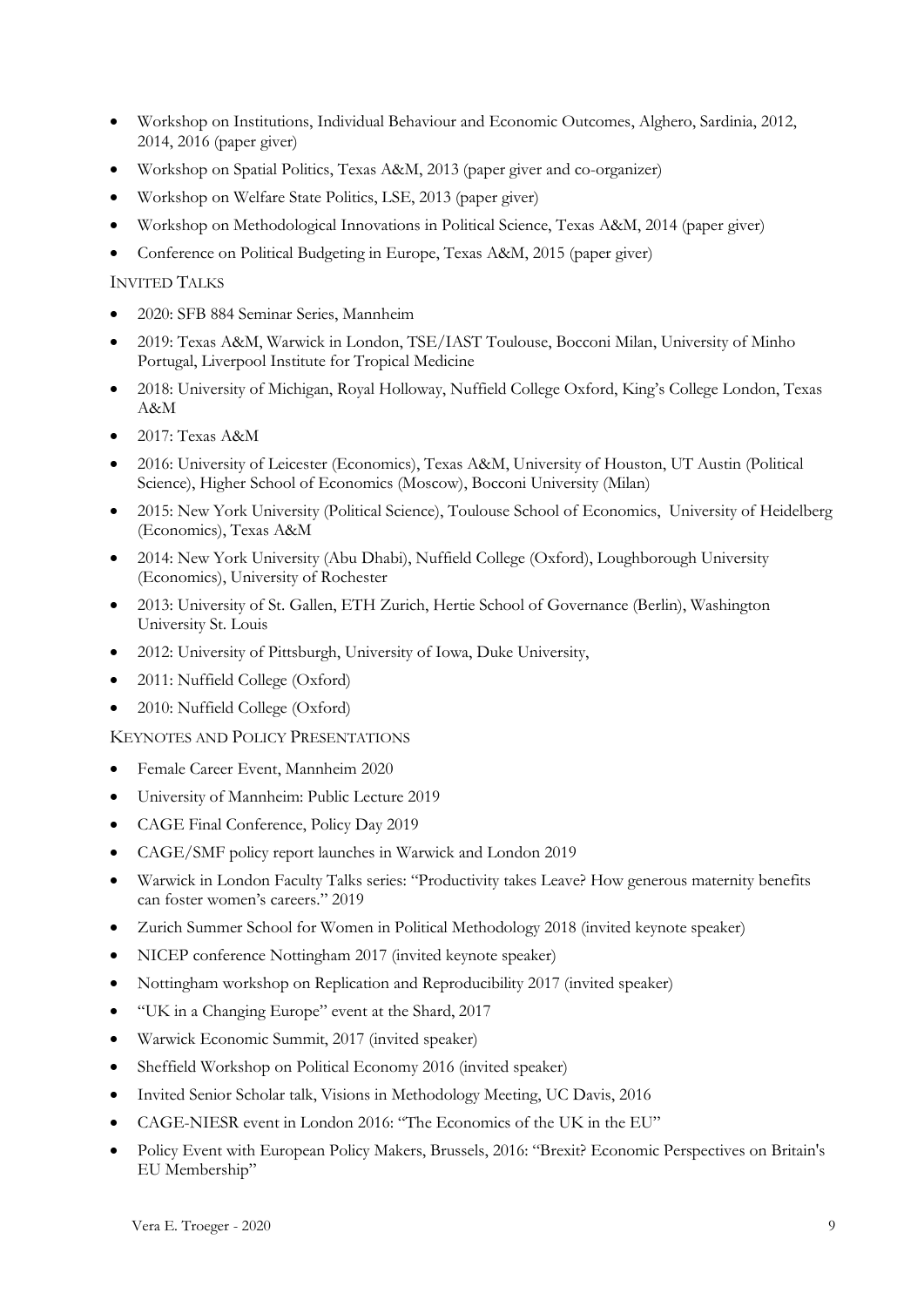- Workshop on Institutions, Individual Behaviour and Economic Outcomes, Alghero, Sardinia, 2012, 2014, 2016 (paper giver)
- Workshop on Spatial Politics, Texas A&M, 2013 (paper giver and co-organizer)
- Workshop on Welfare State Politics, LSE, 2013 (paper giver)
- Workshop on Methodological Innovations in Political Science, Texas A&M, 2014 (paper giver)
- Conference on Political Budgeting in Europe, Texas A&M, 2015 (paper giver)

INVITED TALKS

- 2020: SFB 884 Seminar Series, Mannheim
- 2019: Texas A&M, Warwick in London, TSE/IAST Toulouse, Bocconi Milan, University of Minho Portugal, Liverpool Institute for Tropical Medicine
- 2018: University of Michigan, Royal Holloway, Nuffield College Oxford, King's College London, Texas A&M
- 2017: Texas A&M
- 2016: University of Leicester (Economics), Texas A&M, University of Houston, UT Austin (Political Science), Higher School of Economics (Moscow), Bocconi University (Milan)
- 2015: New York University (Political Science), Toulouse School of Economics, University of Heidelberg (Economics), Texas A&M
- 2014: New York University (Abu Dhabi), Nuffield College (Oxford), Loughborough University (Economics), University of Rochester
- 2013: University of St. Gallen, ETH Zurich, Hertie School of Governance (Berlin), Washington University St. Louis
- 2012: University of Pittsburgh, University of Iowa, Duke University,
- 2011: Nuffield College (Oxford)
- 2010: Nuffield College (Oxford)

KEYNOTES AND POLICY PRESENTATIONS

- Female Career Event, Mannheim 2020
- University of Mannheim: Public Lecture 2019
- CAGE Final Conference, Policy Day 2019
- CAGE/SMF policy report launches in Warwick and London 2019
- Warwick in London Faculty Talks series: "Productivity takes Leave? How generous maternity benefits can foster women's careers." 2019
- Zurich Summer School for Women in Political Methodology 2018 (invited keynote speaker)
- NICEP conference Nottingham 2017 (invited keynote speaker)
- Nottingham workshop on Replication and Reproducibility 2017 (invited speaker)
- "UK in a Changing Europe" event at the Shard, 2017
- Warwick Economic Summit, 2017 (invited speaker)
- Sheffield Workshop on Political Economy 2016 (invited speaker)
- Invited Senior Scholar talk, Visions in Methodology Meeting, UC Davis, 2016
- CAGE-NIESR event in London 2016: "The Economics of the UK in the EU"
- Policy Event with European Policy Makers, Brussels, 2016: "Brexit? Economic Perspectives on Britain's EU Membership"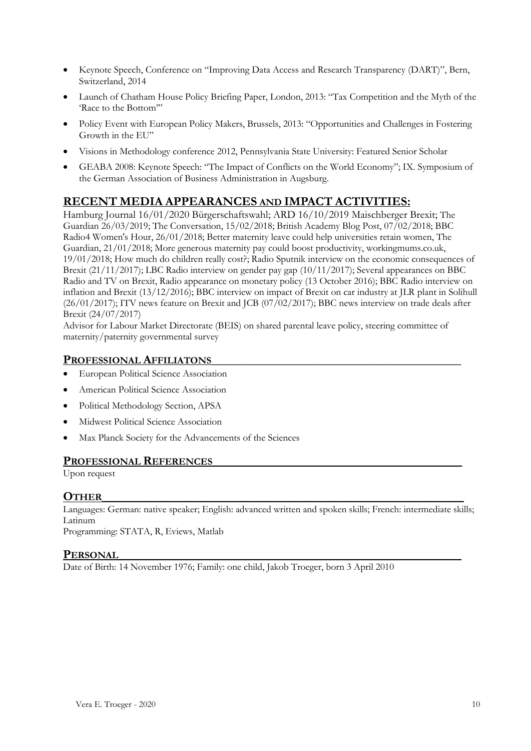- Keynote Speech, Conference on "Improving Data Access and Research Transparency (DART)", Bern, Switzerland, 2014
- Launch of Chatham House Policy Briefing Paper, London, 2013: "Tax Competition and the Myth of the 'Race to the Bottom'"
- Policy Event with European Policy Makers, Brussels, 2013: "Opportunities and Challenges in Fostering Growth in the EU"
- Visions in Methodology conference 2012, Pennsylvania State University: Featured Senior Scholar
- GEABA 2008: Keynote Speech: "The Impact of Conflicts on the World Economy"; IX. Symposium of the German Association of Business Administration in Augsburg.

## RECENT MEDIA APPEARANCES AND IMPACT ACTIVITIES:

Hamburg Journal 16/01/2020 Bürgerschaftswahl; ARD 16/10/2019 Maischberger Brexit; The Guardian 26/03/2019; The Conversation, 15/02/2018; British Academy Blog Post, 07/02/2018; BBC Radio4 Women's Hour, 26/01/2018; Better maternity leave could help universities retain women, The Guardian, 21/01/2018; More generous maternity pay could boost productivity, workingmums.co.uk, 19/01/2018; How much do children really cost?; Radio Sputnik interview on the economic consequences of Brexit (21/11/2017); LBC Radio interview on gender pay gap (10/11/2017); Several appearances on BBC Radio and TV on Brexit, Radio appearance on monetary policy (13 October 2016); BBC Radio interview on inflation and Brexit (13/12/2016); BBC interview on impact of Brexit on car industry at JLR plant in Solihull (26/01/2017); ITV news feature on Brexit and JCB (07/02/2017); BBC news interview on trade deals after Brexit (24/07/2017)

Advisor for Labour Market Directorate (BEIS) on shared parental leave policy, steering committee of maternity/paternity governmental survey

## PROFESSIONAL AFFILIATONS

- European Political Science Association
- American Political Science Association
- Political Methodology Section, APSA
- Midwest Political Science Association
- Max Planck Society for the Advancements of the Sciences

## PROFESSIONAL REFERENCES

Upon request

## OTHER

Languages: German: native speaker; English: advanced written and spoken skills; French: intermediate skills; Latinum

Programming: STATA, R, Eviews, Matlab

## PERSONAL

Date of Birth: 14 November 1976; Family: one child, Jakob Troeger, born 3 April 2010